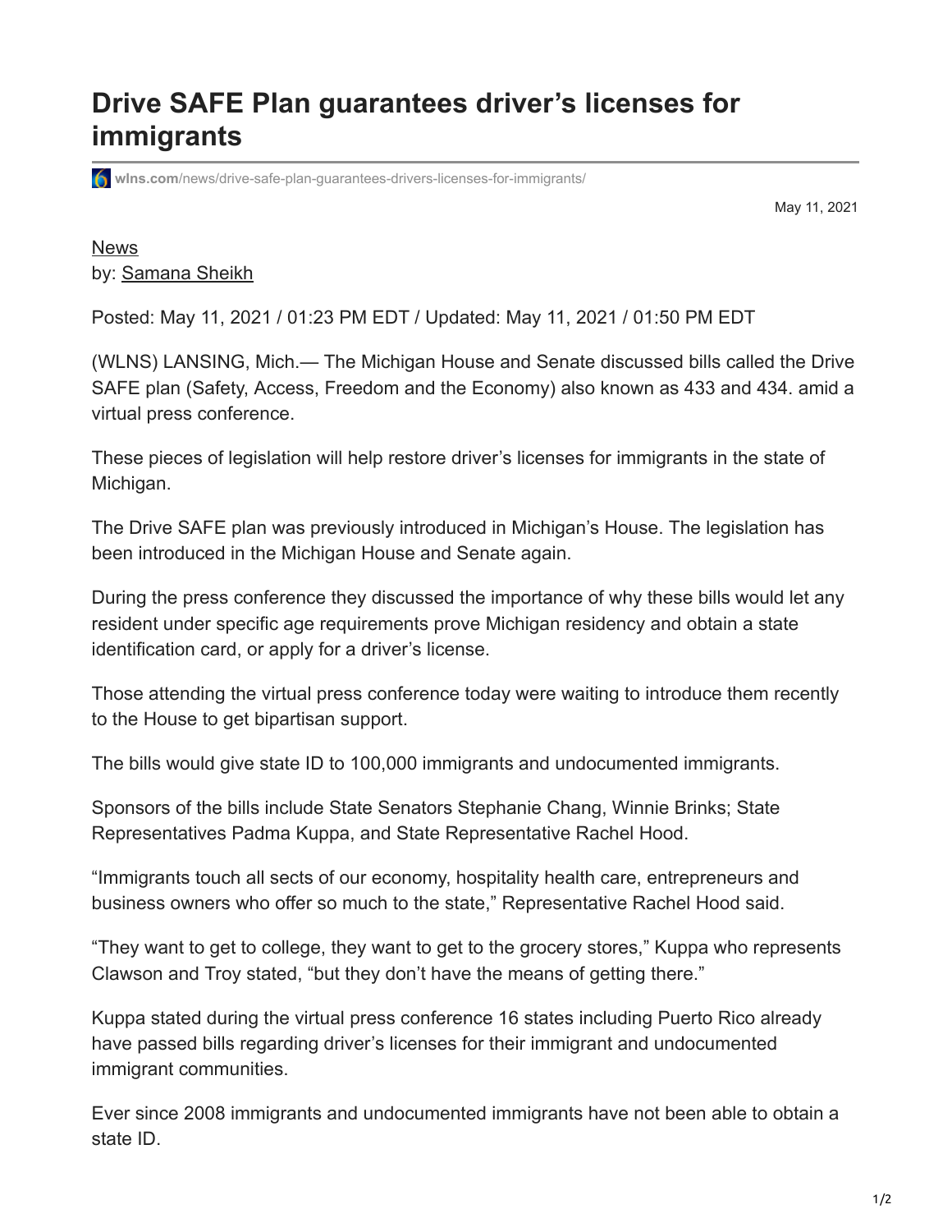# Drive SAFE Plan guarantees driver's licenses for immigrants

wlns.com/news/drive-safe-plan-guarantees-drivers-licenses-for-immigrants/

May 11, 2021

News
by: Samana Sheikh

Posted: May 11, 2021 / 01:23 PM EDT / Updated: May 11, 2021 / 01:50 PM EDT

(WLNS) LANSING, Mich.— The Michigan House and Senate discussed bills called the Drive SAFE plan (Safety, Access, Freedom and the Economy) also known as 433 and 434. amid a virtual press conference.

These pieces of legislation will help restore driver's licenses for immigrants in the state of Michigan.

The Drive SAFE plan was previously introduced in Michigan's House. The legislation has been introduced in the Michigan House and Senate again.

During the press conference they discussed the importance of why these bills would let any resident under specific age requirements prove Michigan residency and obtain a state identification card, or apply for a driver's license.

Those attending the virtual press conference today were waiting to introduce them recently to the House to get bipartisan support.

The bills would give state ID to 100,000 immigrants and undocumented immigrants.

Sponsors of the bills include State Senators Stephanie Chang, Winnie Brinks; State Representatives Padma Kuppa, and State Representative Rachel Hood.

"Immigrants touch all sects of our economy, hospitality health care, entrepreneurs and business owners who offer so much to the state," Representative Rachel Hood said.

"They want to get to college, they want to get to the grocery stores," Kuppa who represents Clawson and Troy stated, "but they don't have the means of getting there."

Kuppa stated during the virtual press conference 16 states including Puerto Rico already have passed bills regarding driver's licenses for their immigrant and undocumented immigrant communities.

Ever since 2008 immigrants and undocumented immigrants have not been able to obtain a state ID.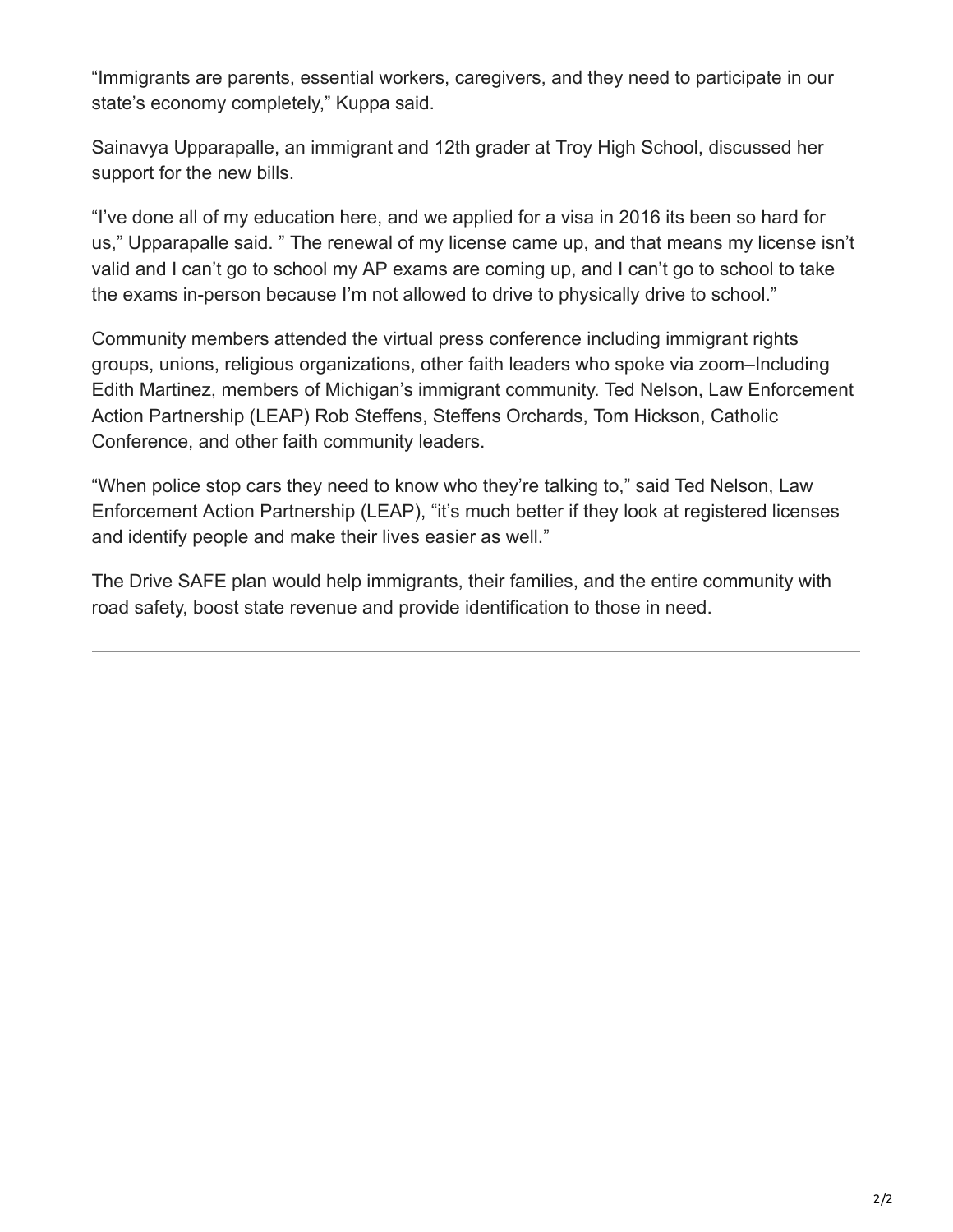“Immigrants are parents, essential workers, caregivers, and they need to participate in our state’s economy completely,” Kuppa said.

Sainavya Upparapalle, an immigrant and 12th grader at Troy High School, discussed her support for the new bills.

“I’ve done all of my education here, and we applied for a visa in 2016 its been so hard for us,” Upparapalle said. ” The renewal of my license came up, and that means my license isn’t valid and I can’t go to school my AP exams are coming up, and I can’t go to school to take the exams in-person because I’m not allowed to drive to physically drive to school.”

Community members attended the virtual press conference including immigrant rights groups, unions, religious organizations, other faith leaders who spoke via zoom–Including Edith Martinez, members of Michigan’s immigrant community. Ted Nelson, Law Enforcement Action Partnership (LEAP) Rob Steffens, Steffens Orchards, Tom Hickson, Catholic Conference, and other faith community leaders.

“When police stop cars they need to know who they’re talking to,” said Ted Nelson, Law Enforcement Action Partnership (LEAP), “it’s much better if they look at registered licenses and identify people and make their lives easier as well.”

The Drive SAFE plan would help immigrants, their families, and the entire community with road safety, boost state revenue and provide identification to those in need.

---